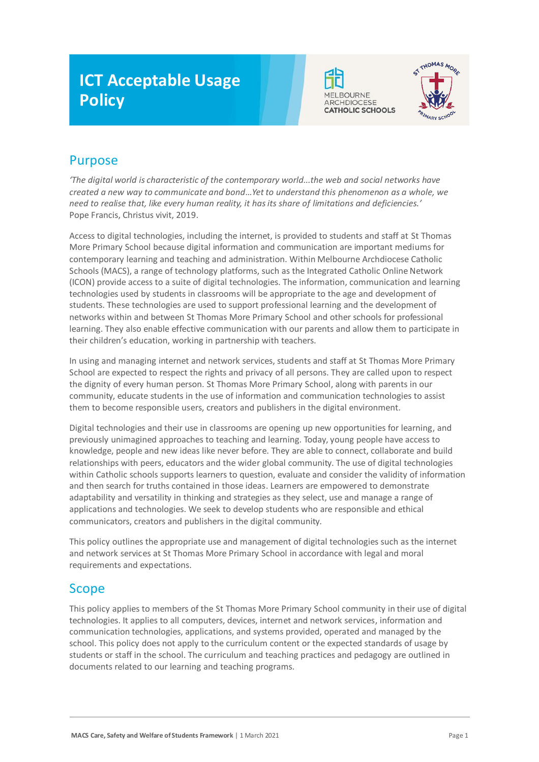# ICT Acceptable Usage Policy

MELBOURNE ARCHDIOCESE CATHOLIC SCHOOLS

## Purpose

*'The digital world is characteristic of the contemporary world...the web and social networks have created a new way to communicate and bond...Yet to understand this phenomenon as a whole, we need to realise that, like every human reality, it has its share of limitations and deficiencies.'*
Pope Francis, Christus vivit, 2019.

Access to digital technologies, including the internet, is provided to students and staff at St Thomas More Primary School because digital information and communication are important mediums for contemporary learning and teaching and administration. Within Melbourne Archdiocese Catholic Schools (MACS), a range of technology platforms, such as the Integrated Catholic Online Network (ICON) provide access to a suite of digital technologies. The information, communication and learning technologies used by students in classrooms will be appropriate to the age and development of students. These technologies are used to support professional learning and the development of networks within and between St Thomas More Primary School and other schools for professional learning. They also enable effective communication with our parents and allow them to participate in their children's education, working in partnership with teachers.

In using and managing internet and network services, students and staff at St Thomas More Primary School are expected to respect the rights and privacy of all persons. They are called upon to respect the dignity of every human person. St Thomas More Primary School, along with parents in our community, educate students in the use of information and communication technologies to assist them to become responsible users, creators and publishers in the digital environment.

Digital technologies and their use in classrooms are opening up new opportunities for learning, and previously unimagined approaches to teaching and learning. Today, young people have access to knowledge, people and new ideas like never before. They are able to connect, collaborate and build relationships with peers, educators and the wider global community. The use of digital technologies within Catholic schools supports learners to question, evaluate and consider the validity of information and then search for truths contained in those ideas. Learners are empowered to demonstrate adaptability and versatility in thinking and strategies as they select, use and manage a range of applications and technologies. We seek to develop students who are responsible and ethical communicators, creators and publishers in the digital community.

This policy outlines the appropriate use and management of digital technologies such as the internet and network services at St Thomas More Primary School in accordance with legal and moral requirements and expectations.

## Scope

This policy applies to members of the St Thomas More Primary School community in their use of digital technologies. It applies to all computers, devices, internet and network services, information and communication technologies, applications, and systems provided, operated and managed by the school. This policy does not apply to the curriculum content or the expected standards of usage by students or staff in the school. The curriculum and teaching practices and pedagogy are outlined in documents related to our learning and teaching programs.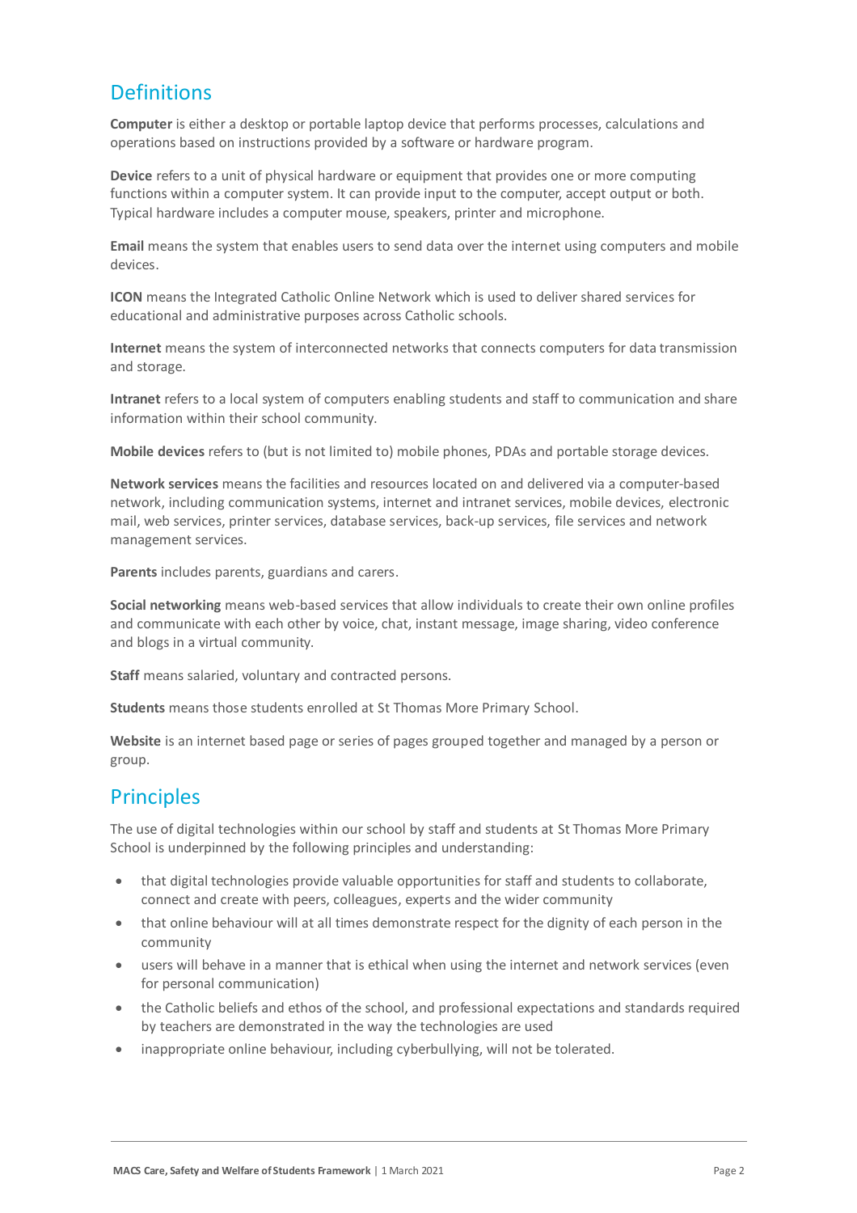## Definitions

**Computer** is either a desktop or portable laptop device that performs processes, calculations and operations based on instructions provided by a software or hardware program.

**Device** refers to a unit of physical hardware or equipment that provides one or more computing functions within a computer system. It can provide input to the computer, accept output or both. Typical hardware includes a computer mouse, speakers, printer and microphone.

**Email** means the system that enables users to send data over the internet using computers and mobile devices.

**ICON** means the Integrated Catholic Online Network which is used to deliver shared services for educational and administrative purposes across Catholic schools.

**Internet** means the system of interconnected networks that connects computers for data transmission and storage.

**Intranet** refers to a local system of computers enabling students and staff to communication and share information within their school community.

**Mobile devices** refers to (but is not limited to) mobile phones, PDAs and portable storage devices.

**Network services** means the facilities and resources located on and delivered via a computer-based network, including communication systems, internet and intranet services, mobile devices, electronic mail, web services, printer services, database services, back-up services, file services and network management services.

**Parents** includes parents, guardians and carers.

**Social networking** means web-based services that allow individuals to create their own online profiles and communicate with each other by voice, chat, instant message, image sharing, video conference and blogs in a virtual community.

**Staff** means salaried, voluntary and contracted persons.

**Students** means those students enrolled at St Thomas More Primary School.

**Website** is an internet based page or series of pages grouped together and managed by a person or group.

## Principles

The use of digital technologies within our school by staff and students at St Thomas More Primary School is underpinned by the following principles and understanding:

- that digital technologies provide valuable opportunities for staff and students to collaborate, connect and create with peers, colleagues, experts and the wider community
- that online behaviour will at all times demonstrate respect for the dignity of each person in the community
- users will behave in a manner that is ethical when using the internet and network services (even for personal communication)
- the Catholic beliefs and ethos of the school, and professional expectations and standards required by teachers are demonstrated in the way the technologies are used
- inappropriate online behaviour, including cyberbullying, will not be tolerated.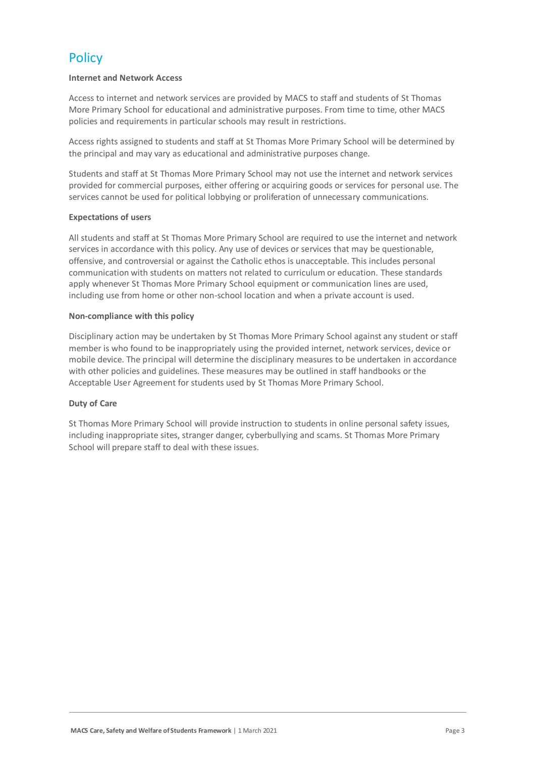# Policy

**Internet and Network Access**

Access to internet and network services are provided by MACS to staff and students of St Thomas More Primary School for educational and administrative purposes. From time to time, other MACS policies and requirements in particular schools may result in restrictions.

Access rights assigned to students and staff at St Thomas More Primary School will be determined by the principal and may vary as educational and administrative purposes change.

Students and staff at St Thomas More Primary School may not use the internet and network services provided for commercial purposes, either offering or acquiring goods or services for personal use. The services cannot be used for political lobbying or proliferation of unnecessary communications.

**Expectations of users**

All students and staff at St Thomas More Primary School are required to use the internet and network services in accordance with this policy. Any use of devices or services that may be questionable, offensive, and controversial or against the Catholic ethos is unacceptable. This includes personal communication with students on matters not related to curriculum or education. These standards apply whenever St Thomas More Primary School equipment or communication lines are used, including use from home or other non-school location and when a private account is used.

**Non-compliance with this policy**

Disciplinary action may be undertaken by St Thomas More Primary School against any student or staff member is who found to be inappropriately using the provided internet, network services, device or mobile device. The principal will determine the disciplinary measures to be undertaken in accordance with other policies and guidelines. These measures may be outlined in staff handbooks or the Acceptable User Agreement for students used by St Thomas More Primary School.

**Duty of Care**

St Thomas More Primary School will provide instruction to students in online personal safety issues, including inappropriate sites, stranger danger, cyberbullying and scams. St Thomas More Primary School will prepare staff to deal with these issues.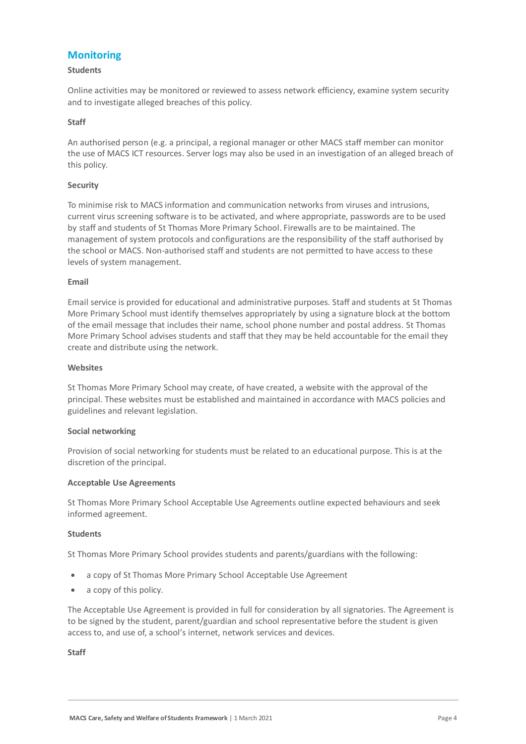## Monitoring

**Students**

Online activities may be monitored or reviewed to assess network efficiency, examine system security and to investigate alleged breaches of this policy.

**Staff**

An authorised person (e.g. a principal, a regional manager or other MACS staff member can monitor the use of MACS ICT resources. Server logs may also be used in an investigation of an alleged breach of this policy.

**Security**

To minimise risk to MACS information and communication networks from viruses and intrusions, current virus screening software is to be activated, and where appropriate, passwords are to be used by staff and students of St Thomas More Primary School. Firewalls are to be maintained. The management of system protocols and configurations are the responsibility of the staff authorised by the school or MACS. Non-authorised staff and students are not permitted to have access to these levels of system management.

**Email**

Email service is provided for educational and administrative purposes. Staff and students at St Thomas More Primary School must identify themselves appropriately by using a signature block at the bottom of the email message that includes their name, school phone number and postal address. St Thomas More Primary School advises students and staff that they may be held accountable for the email they create and distribute using the network.

**Websites**

St Thomas More Primary School may create, of have created, a website with the approval of the principal. These websites must be established and maintained in accordance with MACS policies and guidelines and relevant legislation.

**Social networking**

Provision of social networking for students must be related to an educational purpose. This is at the discretion of the principal.

**Acceptable Use Agreements**

St Thomas More Primary School Acceptable Use Agreements outline expected behaviours and seek informed agreement.

**Students**

St Thomas More Primary School provides students and parents/guardians with the following:

- a copy of St Thomas More Primary School Acceptable Use Agreement
- a copy of this policy.

The Acceptable Use Agreement is provided in full for consideration by all signatories. The Agreement is to be signed by the student, parent/guardian and school representative before the student is given access to, and use of, a school's internet, network services and devices.

**Staff**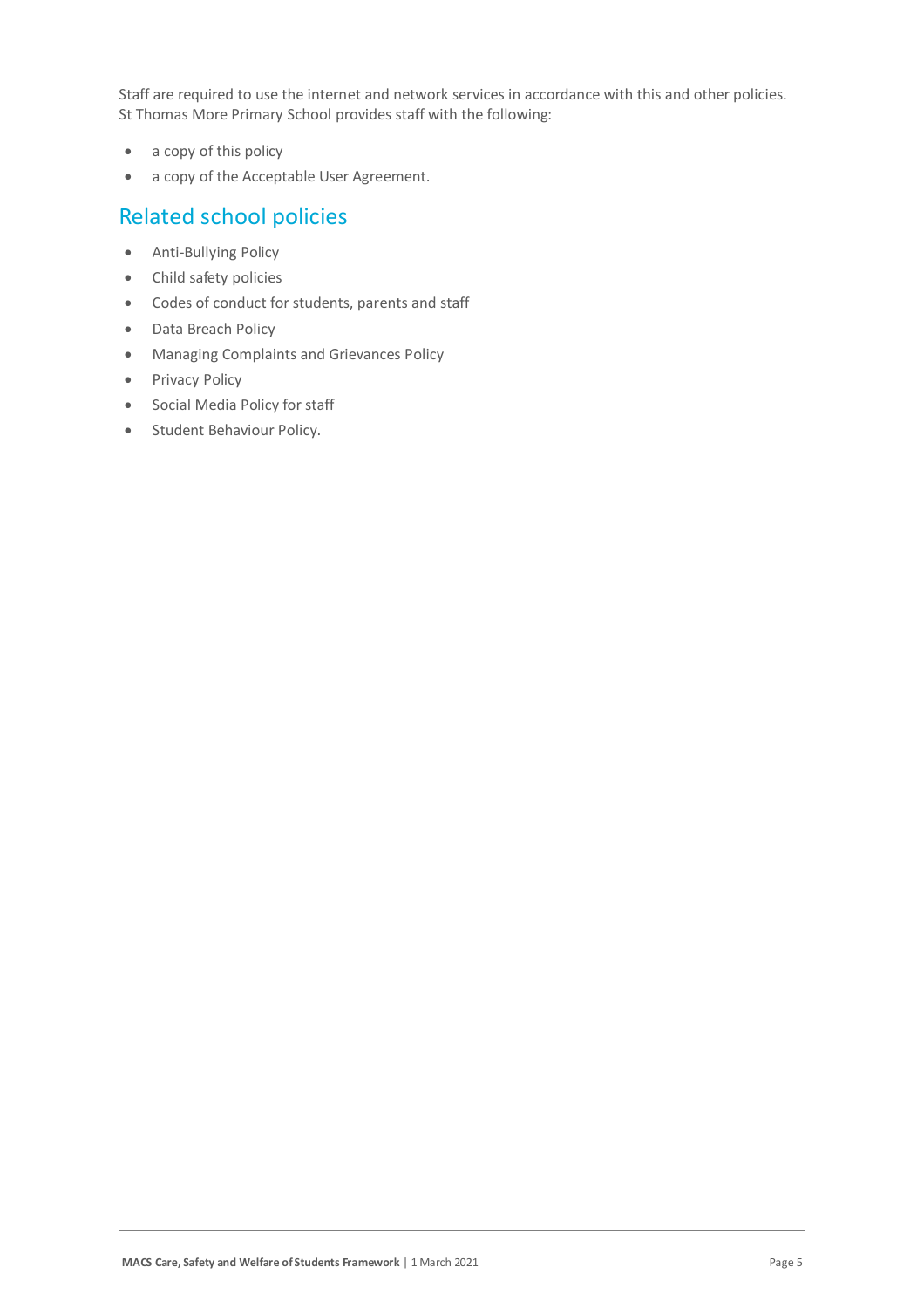Staff are required to use the internet and network services in accordance with this and other policies. St Thomas More Primary School provides staff with the following:

- a copy of this policy
- a copy of the Acceptable User Agreement.

## Related school policies

- Anti-Bullying Policy
- Child safety policies
- Codes of conduct for students, parents and staff
- Data Breach Policy
- Managing Complaints and Grievances Policy
- Privacy Policy
- Social Media Policy for staff
- Student Behaviour Policy.